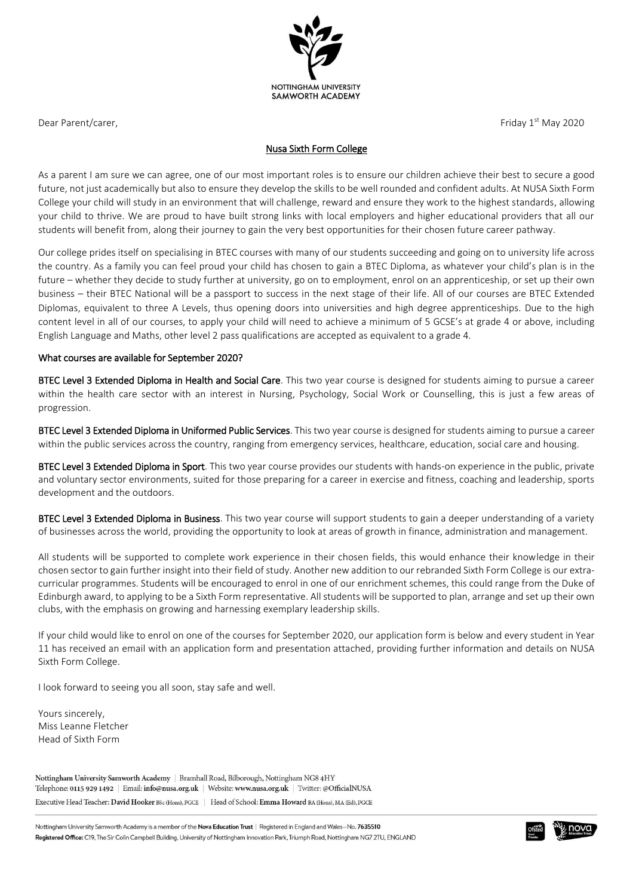NOTTINGHAM UNIVERSITY
SAMWORTH ACADEMY

Dear Parent/carer,

Friday 1st May 2020

## Nusa Sixth Form College

As a parent I am sure we can agree, one of our most important roles is to ensure our children achieve their best to secure a good future, not just academically but also to ensure they develop the skills to be well rounded and confident adults. At NUSA Sixth Form College your child will study in an environment that will challenge, reward and ensure they work to the highest standards, allowing your child to thrive. We are proud to have built strong links with local employers and higher educational providers that all our students will benefit from, along their journey to gain the very best opportunities for their chosen future career pathway.

Our college prides itself on specialising in BTEC courses with many of our students succeeding and going on to university life across the country. As a family you can feel proud your child has chosen to gain a BTEC Diploma, as whatever your child's plan is in the future – whether they decide to study further at university, go on to employment, enrol on an apprenticeship, or set up their own business – their BTEC National will be a passport to success in the next stage of their life. All of our courses are BTEC Extended Diplomas, equivalent to three A Levels, thus opening doors into universities and high degree apprenticeships. Due to the high content level in all of our courses, to apply your child will need to achieve a minimum of 5 GCSE's at grade 4 or above, including English Language and Maths, other level 2 pass qualifications are accepted as equivalent to a grade 4.

### What courses are available for September 2020?

**BTEC Level 3 Extended Diploma in Health and Social Care**. This two year course is designed for students aiming to pursue a career within the health care sector with an interest in Nursing, Psychology, Social Work or Counselling, this is just a few areas of progression.

**BTEC Level 3 Extended Diploma in Uniformed Public Services**. This two year course is designed for students aiming to pursue a career within the public services across the country, ranging from emergency services, healthcare, education, social care and housing.

**BTEC Level 3 Extended Diploma in Sport**. This two year course provides our students with hands-on experience in the public, private and voluntary sector environments, suited for those preparing for a career in exercise and fitness, coaching and leadership, sports development and the outdoors.

**BTEC Level 3 Extended Diploma in Business**. This two year course will support students to gain a deeper understanding of a variety of businesses across the world, providing the opportunity to look at areas of growth in finance, administration and management.

All students will be supported to complete work experience in their chosen fields, this would enhance their knowledge in their chosen sector to gain further insight into their field of study. Another new addition to our rebranded Sixth Form College is our extra-curricular programmes. Students will be encouraged to enrol in one of our enrichment schemes, this could range from the Duke of Edinburgh award, to applying to be a Sixth Form representative. All students will be supported to plan, arrange and set up their own clubs, with the emphasis on growing and harnessing exemplary leadership skills.

If your child would like to enrol on one of the courses for September 2020, our application form is below and every student in Year 11 has received an email with an application form and presentation attached, providing further information and details on NUSA Sixth Form College.

I look forward to seeing you all soon, stay safe and well.

Yours sincerely,
Miss Leanne Fletcher
Head of Sixth Form

Nottingham University Samworth Academy | Bramhall Road, Bilborough, Nottingham NG8 4HY
Telephone: 0115 929 1492 | Email: info@nusa.org.uk | Website: www.nusa.org.uk | Twitter: @OfficialNUSA
Executive Head Teacher: David Hooker BSc (Hons), PGCE | Head of School: Emma Howard BA (Hons), MA (Ed), PGCE

Nottingham University Samworth Academy is a member of the Nova Education Trust | Registered in England and Wales—No. 7635510
Registered Office: C19, The Sir Colin Campbell Building, University of Nottingham Innovation Park, Triumph Road, Nottingham NG7 2TU, ENGLAND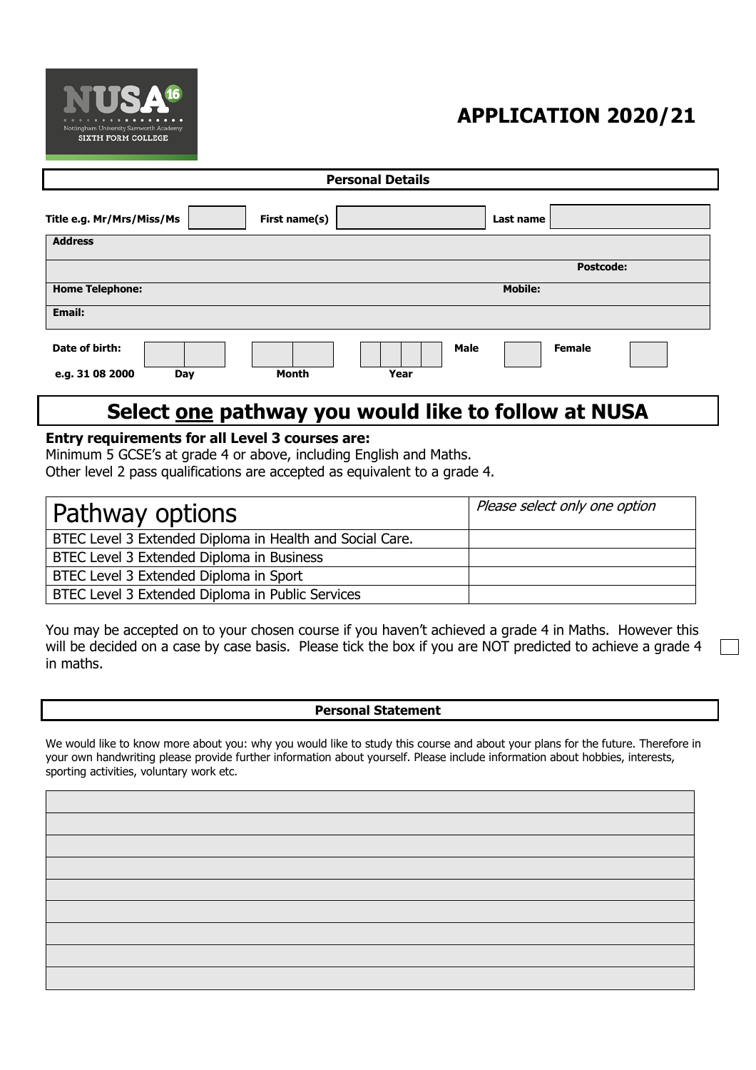NUSA 16
Nottingham University Samworth Academy
SIXTH FORM COLLEGE

# APPLICATION 2020/21

## Personal Details

Title e.g. Mr/Mrs/Miss/Ms ______ First name(s) ______ Last name ______

**Address**

**Postcode:**

**Home Telephone:** **Mobile:**

**Email:**

**Date of birth:** ______ ______ ______ **Male** ______ **Female** ______

**e.g. 31 08 2000** **Day** **Month** **Year**

## Select one pathway you would like to follow at NUSA

**Entry requirements for all Level 3 courses are:**
Minimum 5 GCSE's at grade 4 or above, including English and Maths.
Other level 2 pass qualifications are accepted as equivalent to a grade 4.

| Pathway options | *Please select only one option* |
|---|---|
| BTEC Level 3 Extended Diploma in Health and Social Care. | |
| BTEC Level 3 Extended Diploma in Business | |
| BTEC Level 3 Extended Diploma in Sport | |
| BTEC Level 3 Extended Diploma in Public Services | |

You may be accepted on to your chosen course if you haven't achieved a grade 4 in Maths. However this will be decided on a case by case basis. Please tick the box if you are NOT predicted to achieve a grade 4 in maths. ☐

## Personal Statement

We would like to know more about you: why you would like to study this course and about your plans for the future. Therefore in your own handwriting please provide further information about yourself. Please include information about hobbies, interests, sporting activities, voluntary work etc.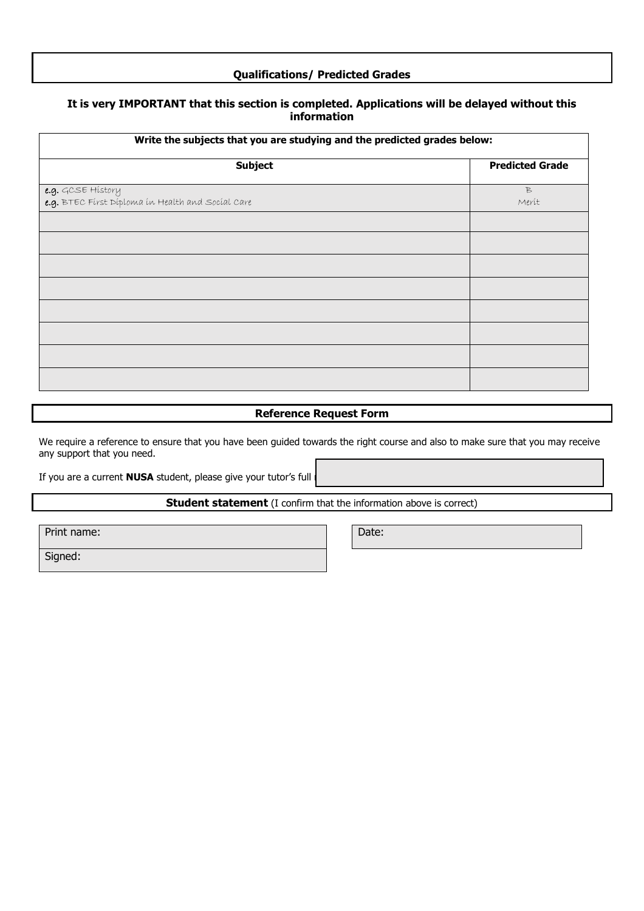## Qualifications/ Predicted Grades

**It is very IMPORTANT that this section is completed. Applications will be delayed without this information**

| Write the subjects that you are studying and the predicted grades below: | |
|---|---|
| **Subject** | **Predicted Grade** |
| e.g. GCSE History<br>e.g. BTEC First Diploma in Health and Social Care | B<br>Merit |
| | |
| | |
| | |
| | |
| | |
| | |
| | |
| | |

## Reference Request Form

We require a reference to ensure that you have been guided towards the right course and also to make sure that you may receive any support that you need.

If you are a current **NUSA** student, please give your tutor's full

**Student statement** (I confirm that the information above is correct)

Print name:

Date:

Signed: